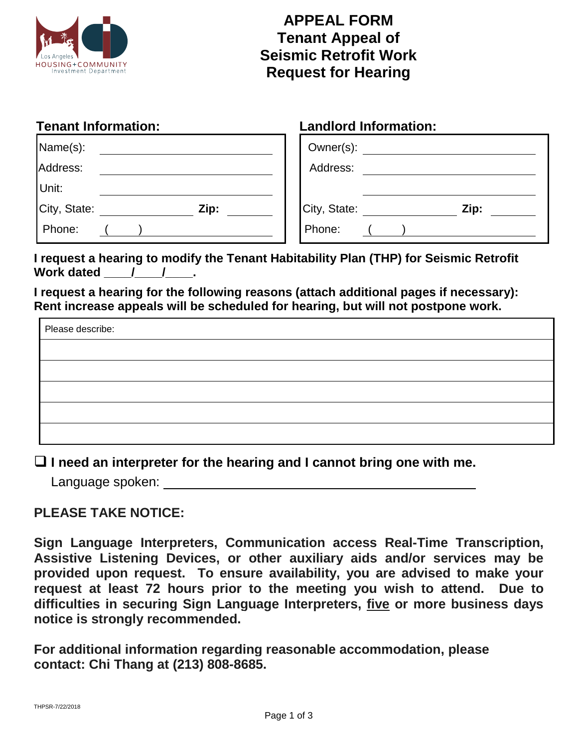Los Angeles HOUSING+COMMUNITY Investment Department

# APPEAL FORM
# Tenant Appeal of Seismic Retrofit Work Request for Hearing

**Tenant Information:**

| | |
|---|---|
| Name(s): | |
| Address: | |
| Unit: | |
| City, State: | **Zip:** |
| Phone: ( ) | |

**Landlord Information:**

| | |
|---|---|
| Owner(s): | |
| Address: | |
| | |
| City, State: | **Zip:** |
| Phone: ( ) | |

**I request a hearing to modify the Tenant Habitability Plan (THP) for Seismic Retrofit Work dated \_\_\_\_/\_\_\_\_/\_\_\_\_.**

**I request a hearing for the following reasons (attach additional pages if necessary): Rent increase appeals will be scheduled for hearing, but will not postpone work.**

| Please describe: |
|---|
| |
| |
| |
| |
| |

☐ **I need an interpreter for the hearing and I cannot bring one with me.**

Language spoken: \_\_\_\_\_\_\_\_\_\_\_\_\_\_\_\_\_\_\_\_\_\_\_\_\_\_\_\_\_\_\_\_\_\_\_\_\_\_\_\_

**PLEASE TAKE NOTICE:**

**Sign Language Interpreters, Communication access Real-Time Transcription, Assistive Listening Devices, or other auxiliary aids and/or services may be provided upon request. To ensure availability, you are advised to make your request at least 72 hours prior to the meeting you wish to attend. Due to difficulties in securing Sign Language Interpreters, <u>five</u> or more business days notice is strongly recommended.**

**For additional information regarding reasonable accommodation, please contact: Chi Thang at (213) 808-8685.**

THPSR-7/22/2018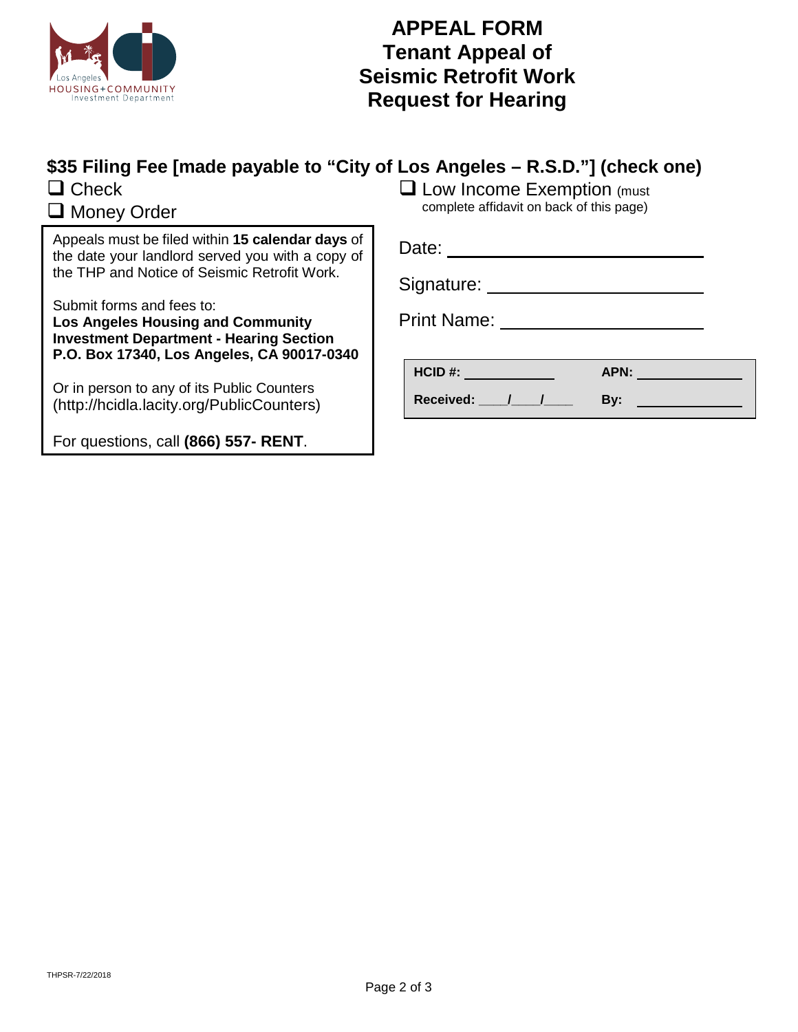# APPEAL FORM
# Tenant Appeal of Seismic Retrofit Work Request for Hearing

## $35 Filing Fee [made payable to "City of Los Angeles – R.S.D."] (check one)

- ❑ Check
- ❑ Money Order
- ❑ Low Income Exemption (must complete affidavit on back of this page)

Appeals must be filed within **15 calendar days** of the date your landlord served you with a copy of the THP and Notice of Seismic Retrofit Work.

Submit forms and fees to:
**Los Angeles Housing and Community Investment Department - Hearing Section**
**P.O. Box 17340, Los Angeles, CA 90017-0340**

Or in person to any of its Public Counters (http://hcidla.lacity.org/PublicCounters)

For questions, call **(866) 557- RENT**.

Date: ______________________

Signature: ______________________

Print Name: ______________________

| **HCID #:** ____________ | **APN:** ______________ |
|---|---|
| **Received:** ____/____/____ | **By:** ______________ |

THPSR-7/22/2018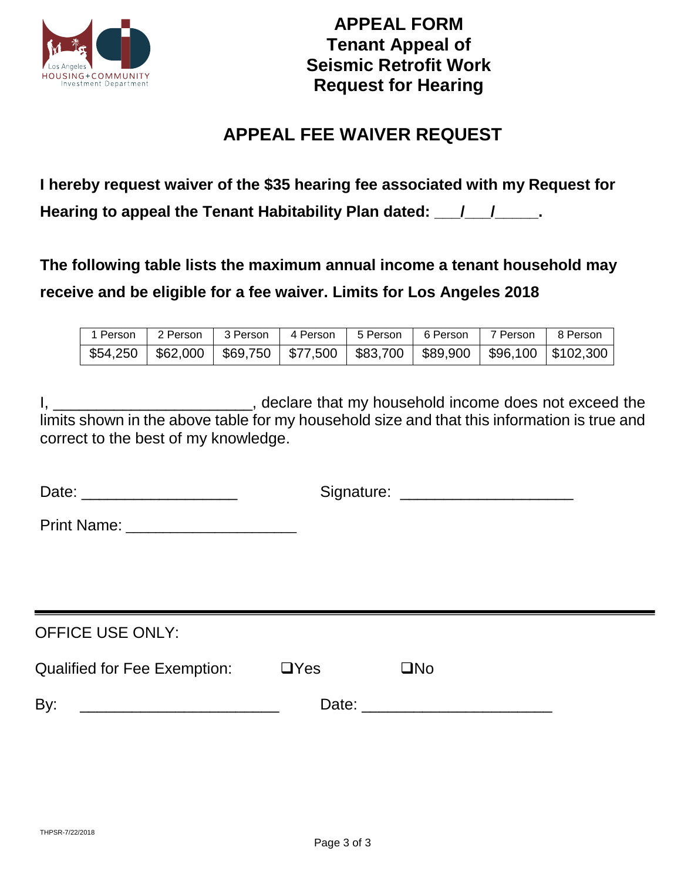# APPEAL FORM
# Tenant Appeal of Seismic Retrofit Work Request for Hearing

## APPEAL FEE WAIVER REQUEST

**I hereby request waiver of the $35 hearing fee associated with my Request for Hearing to appeal the Tenant Habitability Plan dated: ___/___/_____.**

**The following table lists the maximum annual income a tenant household may receive and be eligible for a fee waiver. Limits for Los Angeles 2018**

| 1 Person | 2 Person | 3 Person | 4 Person | 5 Person | 6 Person | 7 Person | 8 Person |
|---|---|---|---|---|---|---|---|
| $54,250 | $62,000 | $69,750 | $77,500 | $83,700 | $89,900 | $96,100 | $102,300 |

I, _______________________, declare that my household income does not exceed the limits shown in the above table for my household size and that this information is true and correct to the best of my knowledge.

Date: __________________ Signature: ____________________

Print Name: ____________________

---

OFFICE USE ONLY:

Qualified for Fee Exemption: ❑Yes ❑No

By: _______________________ Date: ______________________

THPSR-7/22/2018